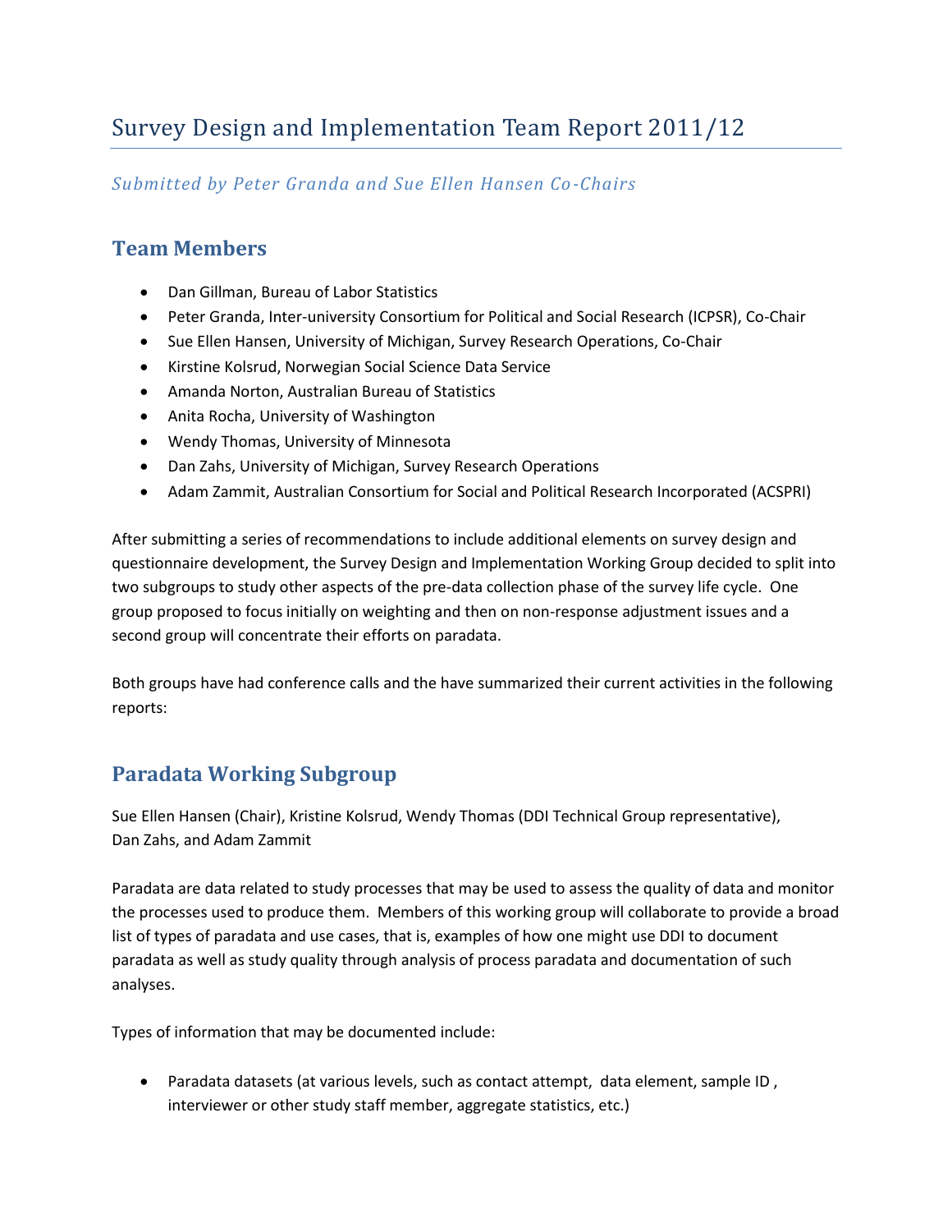# Survey Design and Implementation Team Report 2011/12

*Submitted by Peter Granda and Sue Ellen Hansen Co-Chairs*

## Team Members

- Dan Gillman, Bureau of Labor Statistics
- Peter Granda, Inter-university Consortium for Political and Social Research (ICPSR), Co-Chair
- Sue Ellen Hansen, University of Michigan, Survey Research Operations, Co-Chair
- Kirstine Kolsrud, Norwegian Social Science Data Service
- Amanda Norton, Australian Bureau of Statistics
- Anita Rocha, University of Washington
- Wendy Thomas, University of Minnesota
- Dan Zahs, University of Michigan, Survey Research Operations
- Adam Zammit, Australian Consortium for Social and Political Research Incorporated (ACSPRI)

After submitting a series of recommendations to include additional elements on survey design and questionnaire development, the Survey Design and Implementation Working Group decided to split into two subgroups to study other aspects of the pre-data collection phase of the survey life cycle. One group proposed to focus initially on weighting and then on non-response adjustment issues and a second group will concentrate their efforts on paradata.

Both groups have had conference calls and the have summarized their current activities in the following reports:

## Paradata Working Subgroup

Sue Ellen Hansen (Chair), Kristine Kolsrud, Wendy Thomas (DDI Technical Group representative), Dan Zahs, and Adam Zammit

Paradata are data related to study processes that may be used to assess the quality of data and monitor the processes used to produce them. Members of this working group will collaborate to provide a broad list of types of paradata and use cases, that is, examples of how one might use DDI to document paradata as well as study quality through analysis of process paradata and documentation of such analyses.

Types of information that may be documented include:

- Paradata datasets (at various levels, such as contact attempt, data element, sample ID , interviewer or other study staff member, aggregate statistics, etc.)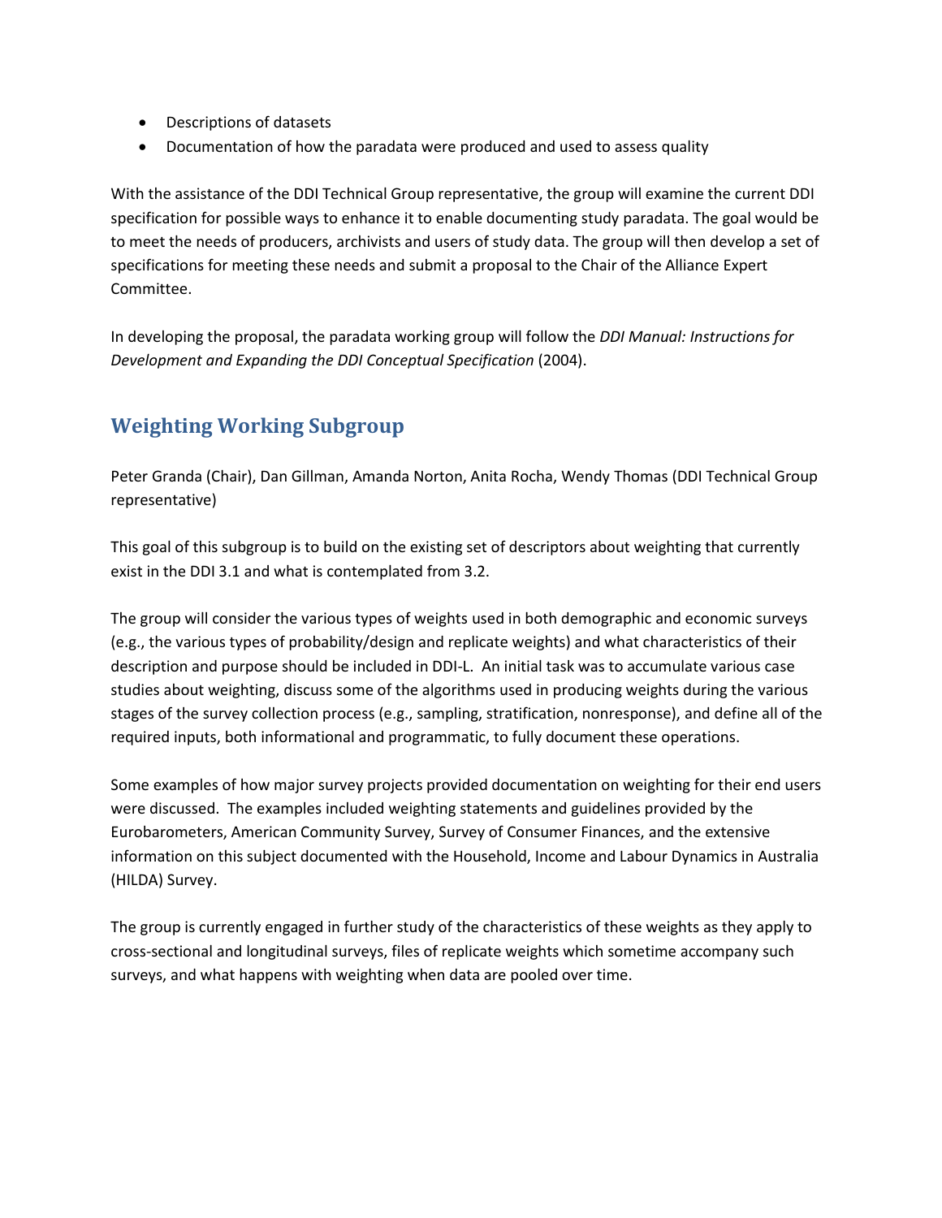- Descriptions of datasets
- Documentation of how the paradata were produced and used to assess quality

With the assistance of the DDI Technical Group representative, the group will examine the current DDI specification for possible ways to enhance it to enable documenting study paradata. The goal would be to meet the needs of producers, archivists and users of study data. The group will then develop a set of specifications for meeting these needs and submit a proposal to the Chair of the Alliance Expert Committee.

In developing the proposal, the paradata working group will follow the *DDI Manual: Instructions for Development and Expanding the DDI Conceptual Specification* (2004).

## Weighting Working Subgroup

Peter Granda (Chair), Dan Gillman, Amanda Norton, Anita Rocha, Wendy Thomas (DDI Technical Group representative)

This goal of this subgroup is to build on the existing set of descriptors about weighting that currently exist in the DDI 3.1 and what is contemplated from 3.2.

The group will consider the various types of weights used in both demographic and economic surveys (e.g., the various types of probability/design and replicate weights) and what characteristics of their description and purpose should be included in DDI-L. An initial task was to accumulate various case studies about weighting, discuss some of the algorithms used in producing weights during the various stages of the survey collection process (e.g., sampling, stratification, nonresponse), and define all of the required inputs, both informational and programmatic, to fully document these operations.

Some examples of how major survey projects provided documentation on weighting for their end users were discussed. The examples included weighting statements and guidelines provided by the Eurobarometers, American Community Survey, Survey of Consumer Finances, and the extensive information on this subject documented with the Household, Income and Labour Dynamics in Australia (HILDA) Survey.

The group is currently engaged in further study of the characteristics of these weights as they apply to cross-sectional and longitudinal surveys, files of replicate weights which sometime accompany such surveys, and what happens with weighting when data are pooled over time.